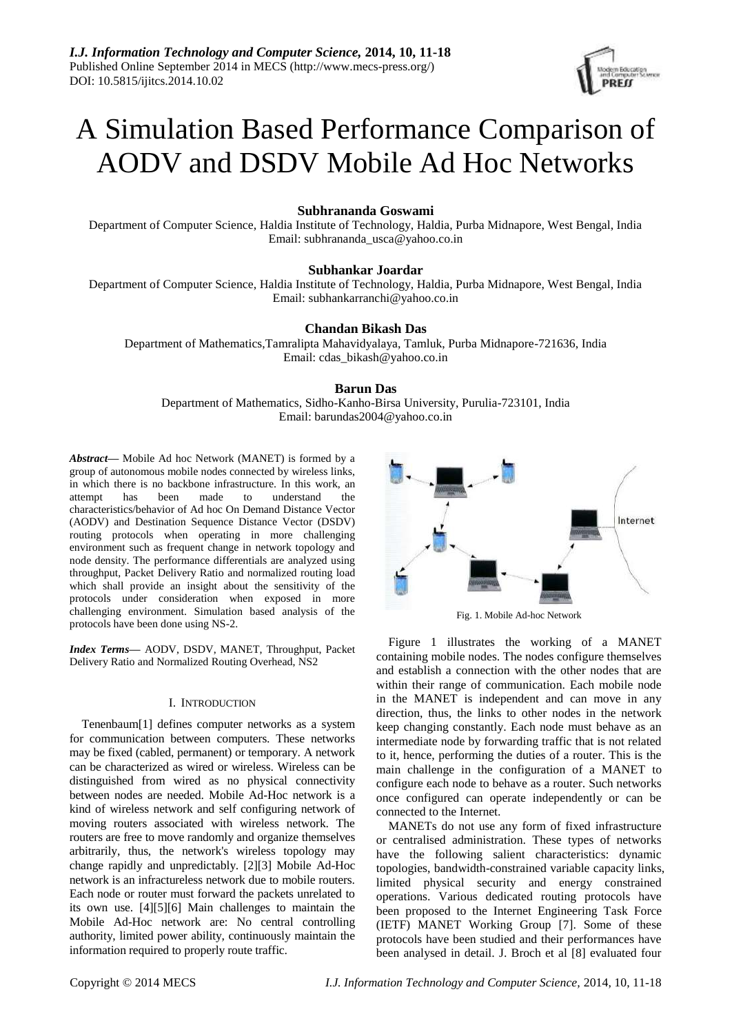# A Simulation Based Performance Comparison of AODV and DSDV Mobile Ad Hoc Networks

**Subhrananda Goswami**

Department of Computer Science, Haldia Institute of Technology, Haldia, Purba Midnapore, West Bengal, India
Email: subhrananda_usca@yahoo.co.in

**Subhankar Joardar**

Department of Computer Science, Haldia Institute of Technology, Haldia, Purba Midnapore, West Bengal, India
Email: subhankarranchi@yahoo.co.in

**Chandan Bikash Das**

Department of Mathematics,Tamralipta Mahavidyalaya, Tamluk, Purba Midnapore-721636, India
Email: cdas_bikash@yahoo.co.in

**Barun Das**

Department of Mathematics, Sidho-Kanho-Birsa University, Purulia-723101, India
Email: barundas2004@yahoo.co.in

***Abstract*—** Mobile Ad hoc Network (MANET) is formed by a group of autonomous mobile nodes connected by wireless links, in which there is no backbone infrastructure. In this work, an attempt has been made to understand the characteristics/behavior of Ad hoc On Demand Distance Vector (AODV) and Destination Sequence Distance Vector (DSDV) routing protocols when operating in more challenging environment such as frequent change in network topology and node density. The performance differentials are analyzed using throughput, Packet Delivery Ratio and normalized routing load which shall provide an insight about the sensitivity of the protocols under consideration when exposed in more challenging environment. Simulation based analysis of the protocols have been done using NS-2.

***Index Terms*—** AODV, DSDV, MANET, Throughput, Packet Delivery Ratio and Normalized Routing Overhead, NS2

## I. INTRODUCTION

Tenenbaum[1] defines computer networks as a system for communication between computers. These networks may be fixed (cabled, permanent) or temporary. A network can be characterized as wired or wireless. Wireless can be distinguished from wired as no physical connectivity between nodes are needed. Mobile Ad-Hoc network is a kind of wireless network and self configuring network of moving routers associated with wireless network. The routers are free to move randomly and organize themselves arbitrarily, thus, the network's wireless topology may change rapidly and unpredictably. [2][3] Mobile Ad-Hoc network is an infractureless network due to mobile routers. Each node or router must forward the packets unrelated to its own use. [4][5][6] Main challenges to maintain the Mobile Ad-Hoc network are: No central controlling authority, limited power ability, continuously maintain the information required to properly route traffic.

Fig. 1. Mobile Ad-hoc Network

Figure 1 illustrates the working of a MANET containing mobile nodes. The nodes configure themselves and establish a connection with the other nodes that are within their range of communication. Each mobile node in the MANET is independent and can move in any direction, thus, the links to other nodes in the network keep changing constantly. Each node must behave as an intermediate node by forwarding traffic that is not related to it, hence, performing the duties of a router. This is the main challenge in the configuration of a MANET to configure each node to behave as a router. Such networks once configured can operate independently or can be connected to the Internet.

MANETs do not use any form of fixed infrastructure or centralised administration. These types of networks have the following salient characteristics: dynamic topologies, bandwidth-constrained variable capacity links, limited physical security and energy constrained operations. Various dedicated routing protocols have been proposed to the Internet Engineering Task Force (IETF) MANET Working Group [7]. Some of these protocols have been studied and their performances have been analysed in detail. J. Broch et al [8] evaluated four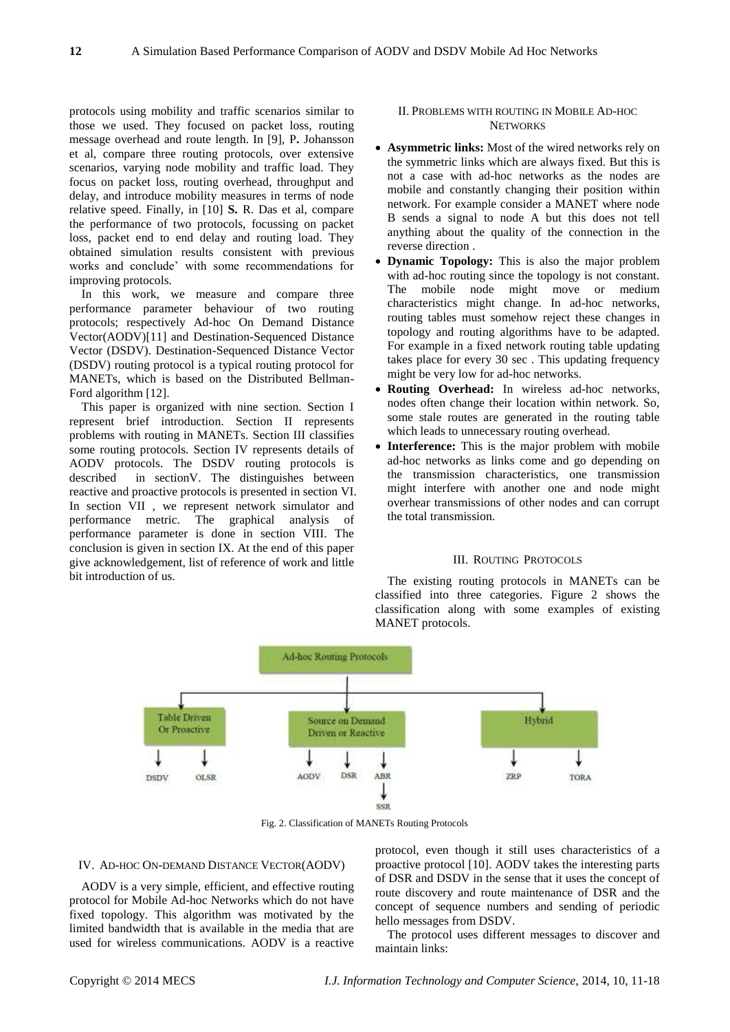protocols using mobility and traffic scenarios similar to those we used. They focused on packet loss, routing message overhead and route length. In [9], P**.** Johansson et al, compare three routing protocols, over extensive scenarios, varying node mobility and traffic load. They focus on packet loss, routing overhead, throughput and delay, and introduce mobility measures in terms of node relative speed. Finally, in [10] **S.** R. Das et al, compare the performance of two protocols, focussing on packet loss, packet end to end delay and routing load. They obtained simulation results consistent with previous works and conclude' with some recommendations for improving protocols.

In this work, we measure and compare three performance parameter behaviour of two routing protocols; respectively Ad-hoc On Demand Distance Vector(AODV)[11] and Destination-Sequenced Distance Vector (DSDV). Destination-Sequenced Distance Vector (DSDV) routing protocol is a typical routing protocol for MANETs, which is based on the Distributed Bellman-Ford algorithm [12].

This paper is organized with nine section. Section I represent brief introduction. Section II represents problems with routing in MANETs. Section III classifies some routing protocols. Section IV represents details of AODV protocols. The DSDV routing protocols is described in sectionV. The distinguishes between reactive and proactive protocols is presented in section VI. In section VII , we represent network simulator and performance metric. The graphical analysis of performance parameter is done in section VIII. The conclusion is given in section IX. At the end of this paper give acknowledgement, list of reference of work and little bit introduction of us.

## II. Problems with Routing in Mobile Ad-hoc Networks

- **Asymmetric links:** Most of the wired networks rely on the symmetric links which are always fixed. But this is not a case with ad-hoc networks as the nodes are mobile and constantly changing their position within network. For example consider a MANET where node B sends a signal to node A but this does not tell anything about the quality of the connection in the reverse direction .
- **Dynamic Topology:** This is also the major problem with ad-hoc routing since the topology is not constant. The mobile node might move or medium characteristics might change. In ad-hoc networks, routing tables must somehow reject these changes in topology and routing algorithms have to be adapted. For example in a fixed network routing table updating takes place for every 30 sec . This updating frequency might be very low for ad-hoc networks.
- **Routing Overhead:** In wireless ad-hoc networks, nodes often change their location within network. So, some stale routes are generated in the routing table which leads to unnecessary routing overhead.
- **Interference:** This is the major problem with mobile ad-hoc networks as links come and go depending on the transmission characteristics, one transmission might interfere with another one and node might overhear transmissions of other nodes and can corrupt the total transmission.

## III. Routing Protocols

The existing routing protocols in MANETs can be classified into three categories. Figure 2 shows the classification along with some examples of existing MANET protocols.

Ad-hoc Routing Protocols

- Table Driven Or Proactive: DSDV, OLSR
- Source on Demand Driven or Reactive: AODV, DSR, ABR, SSR
- Hybrid: ZRP, TORA

Fig. 2. Classification of MANETs Routing Protocols

## IV. Ad-hoc On-demand Distance Vector(AODV)

AODV is a very simple, efficient, and effective routing protocol for Mobile Ad-hoc Networks which do not have fixed topology. This algorithm was motivated by the limited bandwidth that is available in the media that are used for wireless communications. AODV is a reactive protocol, even though it still uses characteristics of a proactive protocol [10]. AODV takes the interesting parts of DSR and DSDV in the sense that it uses the concept of route discovery and route maintenance of DSR and the concept of sequence numbers and sending of periodic hello messages from DSDV.

The protocol uses different messages to discover and maintain links: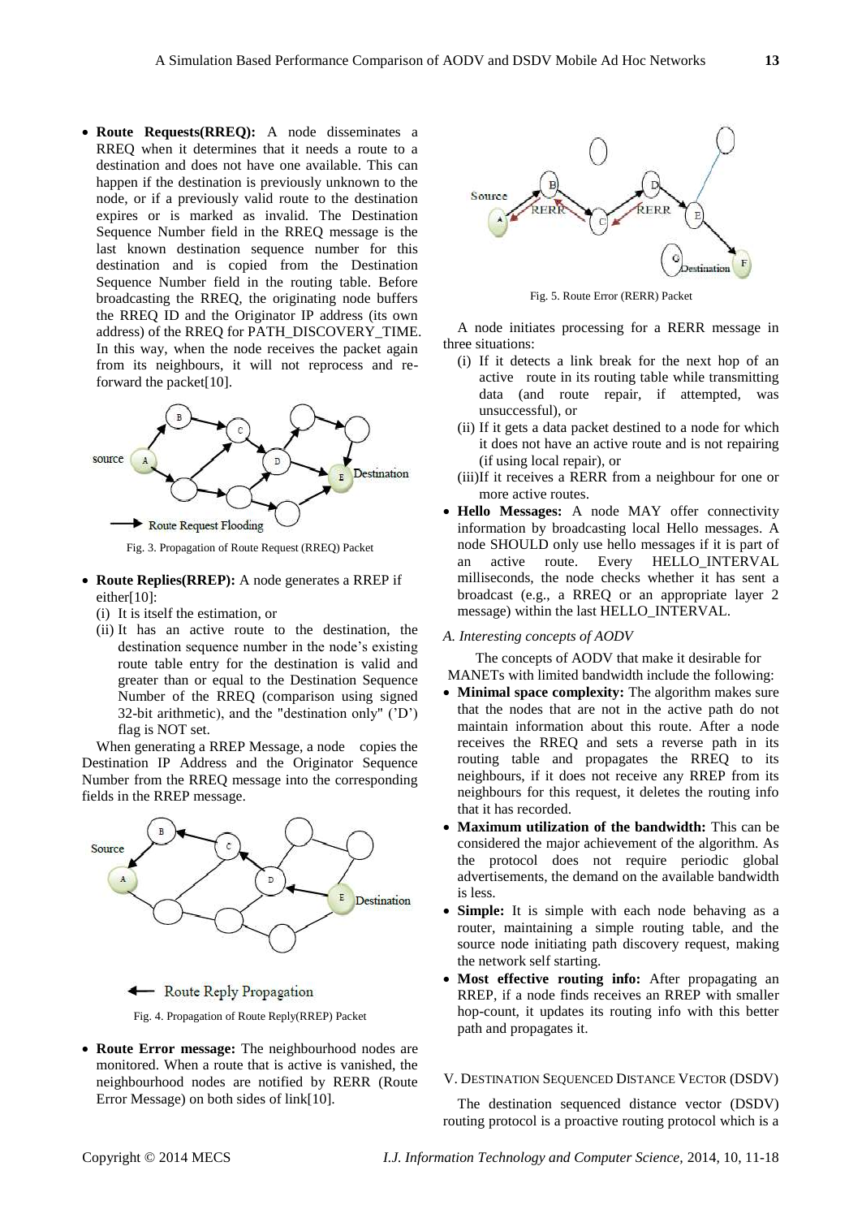- **Route Requests(RREQ):** A node disseminates a RREQ when it determines that it needs a route to a destination and does not have one available. This can happen if the destination is previously unknown to the node, or if a previously valid route to the destination expires or is marked as invalid. The Destination Sequence Number field in the RREQ message is the last known destination sequence number for this destination and is copied from the Destination Sequence Number field in the routing table. Before broadcasting the RREQ, the originating node buffers the RREQ ID and the Originator IP address (its own address) of the RREQ for PATH_DISCOVERY_TIME. In this way, when the node receives the packet again from its neighbours, it will not reprocess and re-forward the packet[10].

Fig. 3. Propagation of Route Request (RREQ) Packet

- **Route Replies(RREP):** A node generates a RREP if either[10]:
  - (i) It is itself the estimation, or
  - (ii) It has an active route to the destination, the destination sequence number in the node's existing route table entry for the destination is valid and greater than or equal to the Destination Sequence Number of the RREQ (comparison using signed 32-bit arithmetic), and the "destination only" ('D') flag is NOT set.

When generating a RREP Message, a node copies the Destination IP Address and the Originator Sequence Number from the RREQ message into the corresponding fields in the RREP message.

Fig. 4. Propagation of Route Reply(RREP) Packet

- **Route Error message:** The neighbourhood nodes are monitored. When a route that is active is vanished, the neighbourhood nodes are notified by RERR (Route Error Message) on both sides of link[10].

Fig. 5. Route Error (RERR) Packet

A node initiates processing for a RERR message in three situations:

- (i) If it detects a link break for the next hop of an active route in its routing table while transmitting data (and route repair, if attempted, was unsuccessful), or
- (ii) If it gets a data packet destined to a node for which it does not have an active route and is not repairing (if using local repair), or
- (iii)If it receives a RERR from a neighbour for one or more active routes.

- **Hello Messages:** A node MAY offer connectivity information by broadcasting local Hello messages. A node SHOULD only use hello messages if it is part of an active route. Every HELLO_INTERVAL milliseconds, the node checks whether it has sent a broadcast (e.g., a RREQ or an appropriate layer 2 message) within the last HELLO_INTERVAL.

### *A. Interesting concepts of AODV*

The concepts of AODV that make it desirable for MANETs with limited bandwidth include the following:

- **Minimal space complexity:** The algorithm makes sure that the nodes that are not in the active path do not maintain information about this route. After a node receives the RREQ and sets a reverse path in its routing table and propagates the RREQ to its neighbours, if it does not receive any RREP from its neighbours for this request, it deletes the routing info that it has recorded.
- **Maximum utilization of the bandwidth:** This can be considered the major achievement of the algorithm. As the protocol does not require periodic global advertisements, the demand on the available bandwidth is less.
- **Simple:** It is simple with each node behaving as a router, maintaining a simple routing table, and the source node initiating path discovery request, making the network self starting.
- **Most effective routing info:** After propagating an RREP, if a node finds receives an RREP with smaller hop-count, it updates its routing info with this better path and propagates it.

## V. Destination Sequenced Distance Vector (DSDV)

The destination sequenced distance vector (DSDV) routing protocol is a proactive routing protocol which is a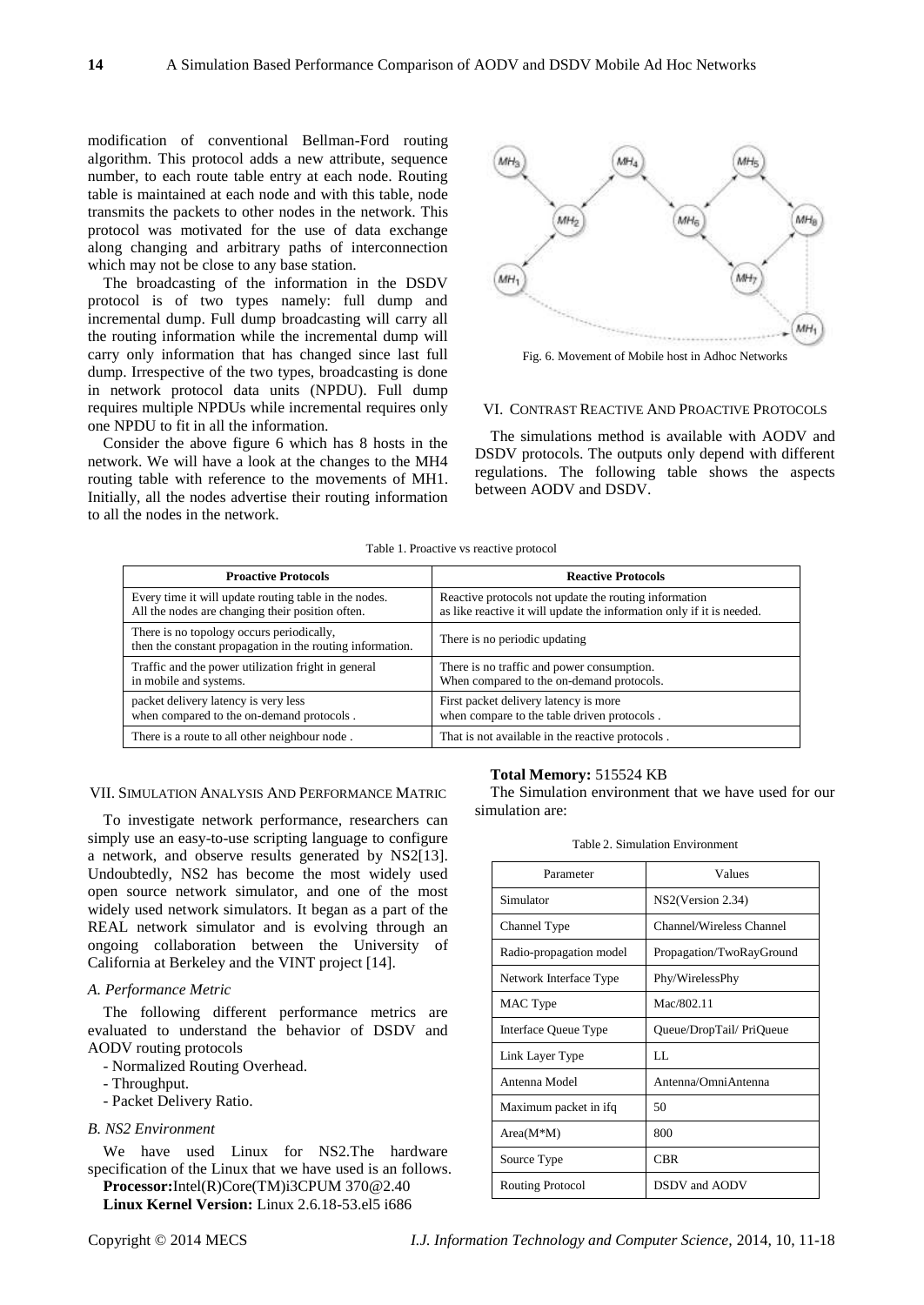modification of conventional Bellman-Ford routing algorithm. This protocol adds a new attribute, sequence number, to each route table entry at each node. Routing table is maintained at each node and with this table, node transmits the packets to other nodes in the network. This protocol was motivated for the use of data exchange along changing and arbitrary paths of interconnection which may not be close to any base station.

The broadcasting of the information in the DSDV protocol is of two types namely: full dump and incremental dump. Full dump broadcasting will carry all the routing information while the incremental dump will carry only information that has changed since last full dump. Irrespective of the two types, broadcasting is done in network protocol data units (NPDU). Full dump requires multiple NPDUs while incremental requires only one NPDU to fit in all the information.

Consider the above figure 6 which has 8 hosts in the network. We will have a look at the changes to the MH4 routing table with reference to the movements of MH1. Initially, all the nodes advertise their routing information to all the nodes in the network.

Fig. 6. Movement of Mobile host in Adhoc Networks

## VI. Contrast Reactive And Proactive Protocols

The simulations method is available with AODV and DSDV protocols. The outputs only depend with different regulations. The following table shows the aspects between AODV and DSDV.

Table 1. Proactive vs reactive protocol

| Proactive Protocols | Reactive Protocols |
|---|---|
| Every time it will update routing table in the nodes. All the nodes are changing their position often. | Reactive protocols not update the routing information as like reactive it will update the information only if it is needed. |
| There is no topology occurs periodically, then the constant propagation in the routing information. | There is no periodic updating |
| Traffic and the power utilization fright in general in mobile and systems. | There is no traffic and power consumption. When compared to the on-demand protocols. |
| packet delivery latency is very less when compared to the on-demand protocols . | First packet delivery latency is more when compare to the table driven protocols . |
| There is a route to all other neighbour node . | That is not available in the reactive protocols . |

## VII. Simulation Analysis And Performance Matric

To investigate network performance, researchers can simply use an easy-to-use scripting language to configure a network, and observe results generated by NS2[13]. Undoubtedly, NS2 has become the most widely used open source network simulator, and one of the most widely used network simulators. It began as a part of the REAL network simulator and is evolving through an ongoing collaboration between the University of California at Berkeley and the VINT project [14].

### *A. Performance Metric*

The following different performance metrics are evaluated to understand the behavior of DSDV and AODV routing protocols

- Normalized Routing Overhead.
- Throughput.
- Packet Delivery Ratio.

### *B. NS2 Environment*

We have used Linux for NS2.The hardware specification of the Linux that we have used is an follows.

**Processor:**Intel(R)Core(TM)i3CPUM 370@2.40

**Linux Kernel Version:** Linux 2.6.18-53.el5 i686

**Total Memory:** 515524 KB

The Simulation environment that we have used for our simulation are:

Table 2. Simulation Environment

| Parameter | Values |
|---|---|
| Simulator | NS2(Version 2.34) |
| Channel Type | Channel/Wireless Channel |
| Radio-propagation model | Propagation/TwoRayGround |
| Network Interface Type | Phy/WirelessPhy |
| MAC Type | Mac/802.11 |
| Interface Queue Type | Queue/DropTail/ PriQueue |
| Link Layer Type | LL |
| Antenna Model | Antenna/OmniAntenna |
| Maximum packet in ifq | 50 |
| Area(M*M) | 800 |
| Source Type | CBR |
| Routing Protocol | DSDV and AODV |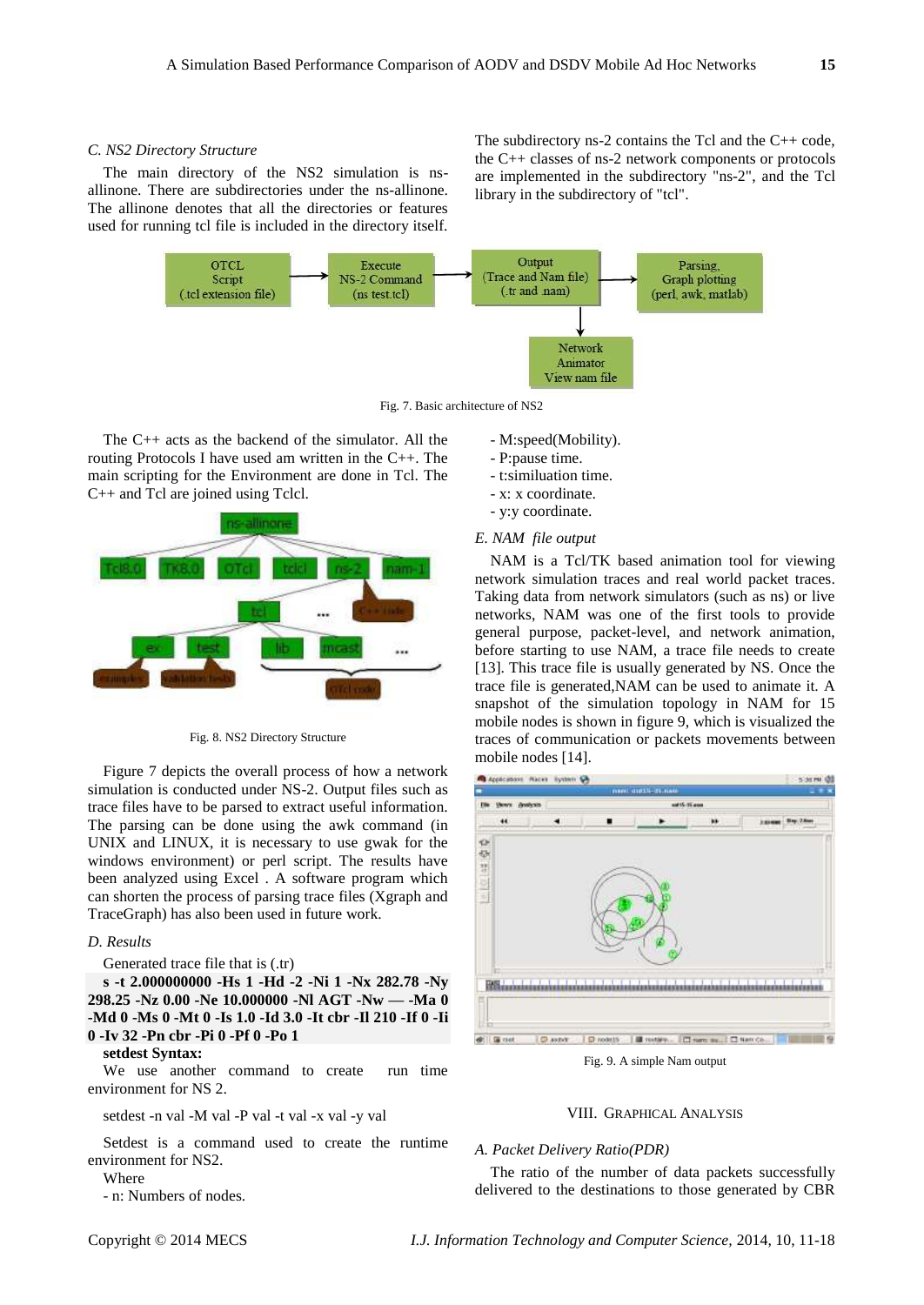### C. NS2 Directory Structure

The main directory of the NS2 simulation is ns-allinone. There are subdirectories under the ns-allinone. The allinone denotes that all the directories or features used for running tcl file is included in the directory itself. The subdirectory ns-2 contains the Tcl and the C++ code, the C++ classes of ns-2 network components or protocols are implemented in the subdirectory "ns-2", and the Tcl library in the subdirectory of "tcl".

Fig. 7. Basic architecture of NS2

The C++ acts as the backend of the simulator. All the routing Protocols I have used am written in the C++. The main scripting for the Environment are done in Tcl. The C++ and Tcl are joined using Tclcl.

Fig. 8. NS2 Directory Structure

Figure 7 depicts the overall process of how a network simulation is conducted under NS-2. Output files such as trace files have to be parsed to extract useful information. The parsing can be done using the awk command (in UNIX and LINUX, it is necessary to use gwak for the windows environment) or perl script. The results have been analyzed using Excel . A software program which can shorten the process of parsing trace files (Xgraph and TraceGraph) has also been used in future work.

### D. Results

Generated trace file that is (.tr)

**s -t 2.000000000 -Hs 1 -Hd -2 -Ni 1 -Nx 282.78 -Ny 298.25 -Nz 0.00 -Ne 10.000000 -Nl AGT -Nw — -Ma 0 -Md 0 -Ms 0 -Mt 0 -Is 1.0 -Id 3.0 -It cbr -Il 210 -If 0 -Ii 0 -Iv 32 -Pn cbr -Pi 0 -Pf 0 -Po 1**

**setdest Syntax:**

We use another command to create run time environment for NS 2.

setdest -n val -M val -P val -t val -x val -y val

Setdest is a command used to create the runtime environment for NS2.

Where

- n: Numbers of nodes.
- M:speed(Mobility).
- P:pause time.
- t:simiulation time.
- x: x coordinate.
- y:y coordinate.

### E. NAM file output

NAM is a Tcl/TK based animation tool for viewing network simulation traces and real world packet traces. Taking data from network simulators (such as ns) or live networks, NAM was one of the first tools to provide general purpose, packet-level, and network animation, before starting to use NAM, a trace file needs to create [13]. This trace file is usually generated by NS. Once the trace file is generated,NAM can be used to animate it. A snapshot of the simulation topology in NAM for 15 mobile nodes is shown in figure 9, which is visualized the traces of communication or packets movements between mobile nodes [14].

Fig. 9. A simple Nam output

## VIII. Graphical Analysis

### A. Packet Delivery Ratio(PDR)

The ratio of the number of data packets successfully delivered to the destinations to those generated by CBR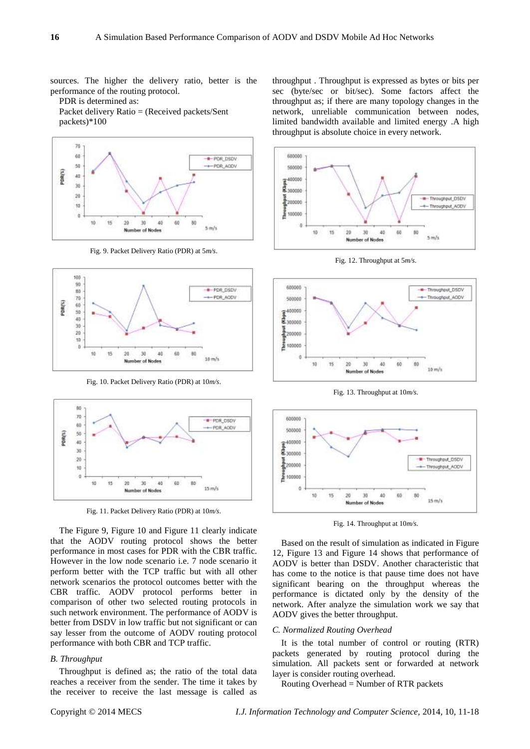sources. The higher the delivery ratio, better is the performance of the routing protocol.

PDR is determined as:

Packet delivery Ratio = (Received packets/Sent packets)*100

Fig. 9. Packet Delivery Ratio (PDR) at 5*m/s*.

Fig. 10. Packet Delivery Ratio (PDR) at 10*m/s*.

Fig. 11. Packet Delivery Ratio (PDR) at 10*m/s*.

The Figure 9, Figure 10 and Figure 11 clearly indicate that the AODV routing protocol shows the better performance in most cases for PDR with the CBR traffic. However in the low node scenario i.e. 7 node scenario it perform better with the TCP traffic but with all other network scenarios the protocol outcomes better with the CBR traffic. AODV protocol performs better in comparison of other two selected routing protocols in such network environment. The performance of AODV is better from DSDV in low traffic but not significant or can say lesser from the outcome of AODV routing protocol performance with both CBR and TCP traffic.

### *B. Throughput*

Throughput is defined as; the ratio of the total data reaches a receiver from the sender. The time it takes by the receiver to receive the last message is called as throughput . Throughput is expressed as bytes or bits per sec (byte/sec or bit/sec). Some factors affect the throughput as; if there are many topology changes in the network, unreliable communication between nodes, limited bandwidth available and limited energy .A high throughput is absolute choice in every network.

Fig. 12. Throughput at 5*m/s*.

Fig. 13. Throughput at 10*m/s*.

Fig. 14. Throughput at 10*m/s*.

Based on the result of simulation as indicated in Figure 12, Figure 13 and Figure 14 shows that performance of AODV is better than DSDV. Another characteristic that has come to the notice is that pause time does not have significant bearing on the throughput whereas the performance is dictated only by the density of the network. After analyze the simulation work we say that AODV gives the better throughput.

### *C. Normalized Routing Overhead*

It is the total number of control or routing (RTR) packets generated by routing protocol during the simulation. All packets sent or forwarded at network layer is consider routing overhead.

Routing Overhead = Number of RTR packets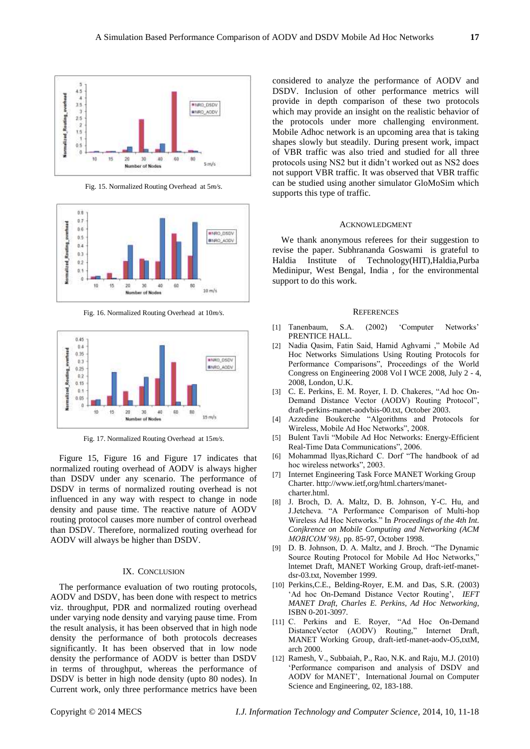Fig. 15. Normalized Routing Overhead at 5*m/s*.

Fig. 16. Normalized Routing Overhead at 10*m/s*.

Fig. 17. Normalized Routing Overhead at 15*m/s*.

Figure 15, Figure 16 and Figure 17 indicates that normalized routing overhead of AODV is always higher than DSDV under any scenario. The performance of DSDV in terms of normalized routing overhead is not influenced in any way with respect to change in node density and pause time. The reactive nature of AODV routing protocol causes more number of control overhead than DSDV. Therefore, normalized routing overhead for AODV will always be higher than DSDV.

## IX. Conclusion

The performance evaluation of two routing protocols, AODV and DSDV, has been done with respect to metrics viz. throughput, PDR and normalized routing overhead under varying node density and varying pause time. From the result analysis, it has been observed that in high node density the performance of both protocols decreases significantly. It has been observed that in low node density the performance of AODV is better than DSDV in terms of throughput, whereas the performance of DSDV is better in high node density (upto 80 nodes). In Current work, only three performance metrics have been considered to analyze the performance of AODV and DSDV. Inclusion of other performance metrics will provide in depth comparison of these two protocols which may provide an insight on the realistic behavior of the protocols under more challenging environment. Mobile Adhoc network is an upcoming area that is taking shapes slowly but steadily. During present work, impact of VBR traffic was also tried and studied for all three protocols using NS2 but it didn't worked out as NS2 does not support VBR traffic. It was observed that VBR traffic can be studied using another simulator GloMoSim which supports this type of traffic.

## Acknowledgment

We thank anonymous referees for their suggestion to revise the paper. Subhrananda Goswami is grateful to Haldia Institute of Technology(HIT),Haldia,Purba Medinipur, West Bengal, India , for the environmental support to do this work.

## References

[1] Tanenbaum, S.A. (2002) 'Computer Networks' PRENTICE HALL.

[2] Nadia Qasim, Fatin Said, Hamid Aghvami ," Mobile Ad Hoc Networks Simulations Using Routing Protocols for Performance Comparisons", Proceedings of the World Congress on Engineering 2008 Vol I WCE 2008, July 2 - 4, 2008, London, U.K.

[3] C. E. Perkins, E. M. Royer, I. D. Chakeres, "Ad hoc On-Demand Distance Vector (AODV) Routing Protocol", draft-perkins-manet-aodvbis-00.txt, October 2003.

[4] Azzedine Boukerche "Algorithms and Protocols for Wireless, Mobile Ad Hoc Networks", 2008.

[5] Bulent Tavli "Mobile Ad Hoc Networks: Energy-Efficient Real-Time Data Communications", 2006.

[6] Mohammad llyas,Richard C. Dorf "The handbook of ad hoc wireless networks", 2003.

[7] Internet Engineering Task Force MANET Working Group Charter. http://www.ietf,org/html.charters/manet-charter.html.

[8] J. Broch, D. A. Maltz, D. B. Johnson, Y-C. Hu, and J.Jetcheva. "A Performance Comparison of Multi-hop Wireless Ad Hoc Networks." In *Proceedings of the 4th Int. Conjkrence on Mobile Computing and Networking (ACM MOBICOM'98),* pp. 85-97, October 1998.

[9] D. B. Johnson, D. A. Maltz, and J. Broch. "The Dynamic Source Routing Protocol for Mobile Ad Hoc Networks," lntemet Draft, MANET Working Group, draft-ietf-manet-dsr-03.txt, November 1999.

[10] Perkins,C.E., Belding-Royer, E.M. and Das, S.R. (2003) 'Ad hoc On-Demand Distance Vector Routing', *IEFT MANET Draft, Charles E. Perkins, Ad Hoc Networking,* ISBN 0-201-3097.

[11] C. Perkins and E. Royer, "Ad Hoc On-Demand DistanceVector (AODV) Routing," Internet Draft, MANET Working Group, draft-ietf-manet-aodv-O5,txtM, arch 2000.

[12] Ramesh, V., Subbaiah, P., Rao, N.K. and Raju, M.J. (2010) 'Performance comparison and analysis of DSDV and AODV for MANET', International Journal on Computer Science and Engineering, 02, 183-188.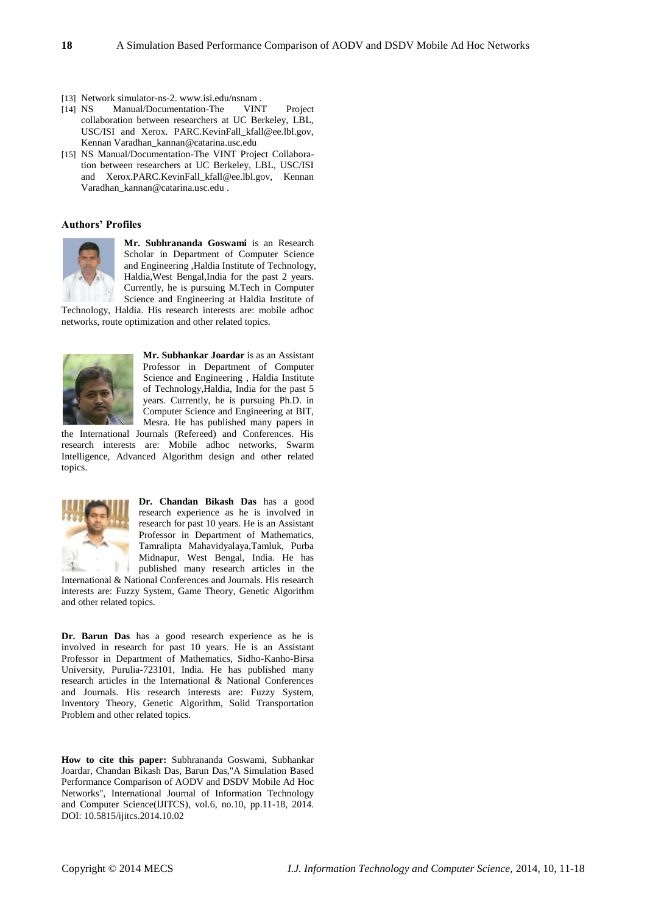[13] Network simulator-ns-2. www.isi.edu/nsnam .

[14] NS Manual/Documentation-The VINT Project collaboration between researchers at UC Berkeley, LBL, USC/ISI and Xerox. PARC.KevinFall_kfall@ee.lbl.gov, Kennan Varadhan_kannan@catarina.usc.edu

[15] NS Manual/Documentation-The VINT Project Collaboration between researchers at UC Berkeley, LBL, USC/ISI and Xerox.PARC.KevinFall_kfall@ee.lbl.gov, Kennan Varadhan_kannan@catarina.usc.edu .

### Authors' Profiles

**Mr. Subhrananda Goswami** is an Research Scholar in Department of Computer Science and Engineering ,Haldia Institute of Technology, Haldia,West Bengal,India for the past 2 years. Currently, he is pursuing M.Tech in Computer Science and Engineering at Haldia Institute of Technology, Haldia. His research interests are: mobile adhoc networks, route optimization and other related topics.

**Mr. Subhankar Joardar** is as an Assistant Professor in Department of Computer Science and Engineering , Haldia Institute of Technology,Haldia, India for the past 5 years. Currently, he is pursuing Ph.D. in Computer Science and Engineering at BIT, Mesra. He has published many papers in the International Journals (Refereed) and Conferences. His research interests are: Mobile adhoc networks, Swarm Intelligence, Advanced Algorithm design and other related topics.

**Dr. Chandan Bikash Das** has a good research experience as he is involved in research for past 10 years. He is an Assistant Professor in Department of Mathematics, Tamralipta Mahavidyalaya,Tamluk, Purba Midnapur, West Bengal, India. He has published many research articles in the International & National Conferences and Journals. His research interests are: Fuzzy System, Game Theory, Genetic Algorithm and other related topics.

**Dr. Barun Das** has a good research experience as he is involved in research for past 10 years. He is an Assistant Professor in Department of Mathematics, Sidho-Kanho-Birsa University, Purulia-723101, India. He has published many research articles in the International & National Conferences and Journals. His research interests are: Fuzzy System, Inventory Theory, Genetic Algorithm, Solid Transportation Problem and other related topics.

**How to cite this paper:** Subhrananda Goswami, Subhankar Joardar, Chandan Bikash Das, Barun Das,"A Simulation Based Performance Comparison of AODV and DSDV Mobile Ad Hoc Networks", International Journal of Information Technology and Computer Science(IJITCS), vol.6, no.10, pp.11-18, 2014. DOI: 10.5815/ijitcs.2014.10.02